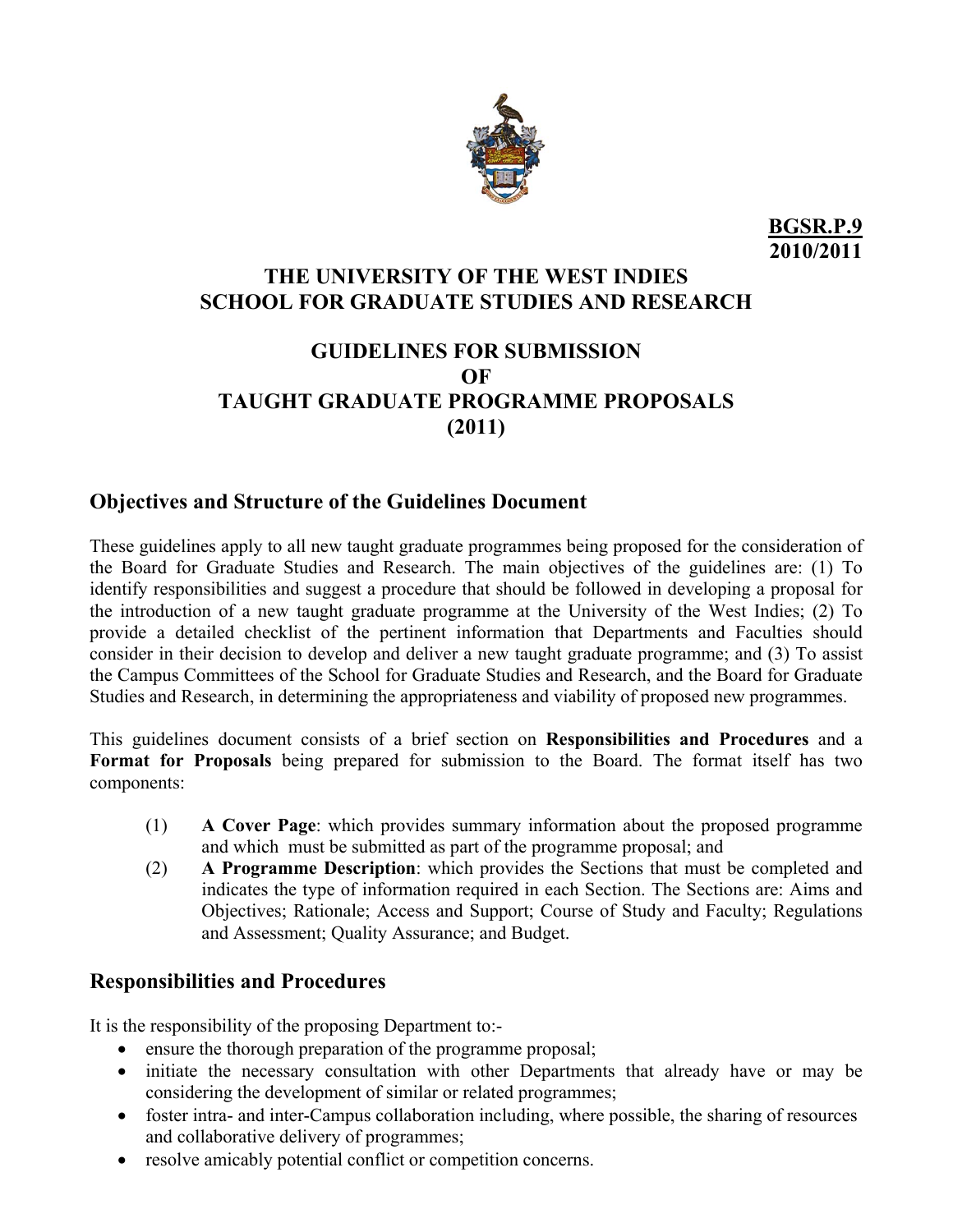**BGSR.P.9**
**2010/2011**

# THE UNIVERSITY OF THE WEST INDIES
# SCHOOL FOR GRADUATE STUDIES AND RESEARCH

# GUIDELINES FOR SUBMISSION OF TAUGHT GRADUATE PROGRAMME PROPOSALS (2011)

## Objectives and Structure of the Guidelines Document

These guidelines apply to all new taught graduate programmes being proposed for the consideration of the Board for Graduate Studies and Research. The main objectives of the guidelines are: (1) To identify responsibilities and suggest a procedure that should be followed in developing a proposal for the introduction of a new taught graduate programme at the University of the West Indies; (2) To provide a detailed checklist of the pertinent information that Departments and Faculties should consider in their decision to develop and deliver a new taught graduate programme; and (3) To assist the Campus Committees of the School for Graduate Studies and Research, and the Board for Graduate Studies and Research, in determining the appropriateness and viability of proposed new programmes.

This guidelines document consists of a brief section on **Responsibilities and Procedures** and a **Format for Proposals** being prepared for submission to the Board. The format itself has two components:

(1) **A Cover Page**: which provides summary information about the proposed programme and which must be submitted as part of the programme proposal; and

(2) **A Programme Description**: which provides the Sections that must be completed and indicates the type of information required in each Section. The Sections are: Aims and Objectives; Rationale; Access and Support; Course of Study and Faculty; Regulations and Assessment; Quality Assurance; and Budget.

## Responsibilities and Procedures

It is the responsibility of the proposing Department to:-

- ensure the thorough preparation of the programme proposal;
- initiate the necessary consultation with other Departments that already have or may be considering the development of similar or related programmes;
- foster intra- and inter-Campus collaboration including, where possible, the sharing of resources and collaborative delivery of programmes;
- resolve amicably potential conflict or competition concerns.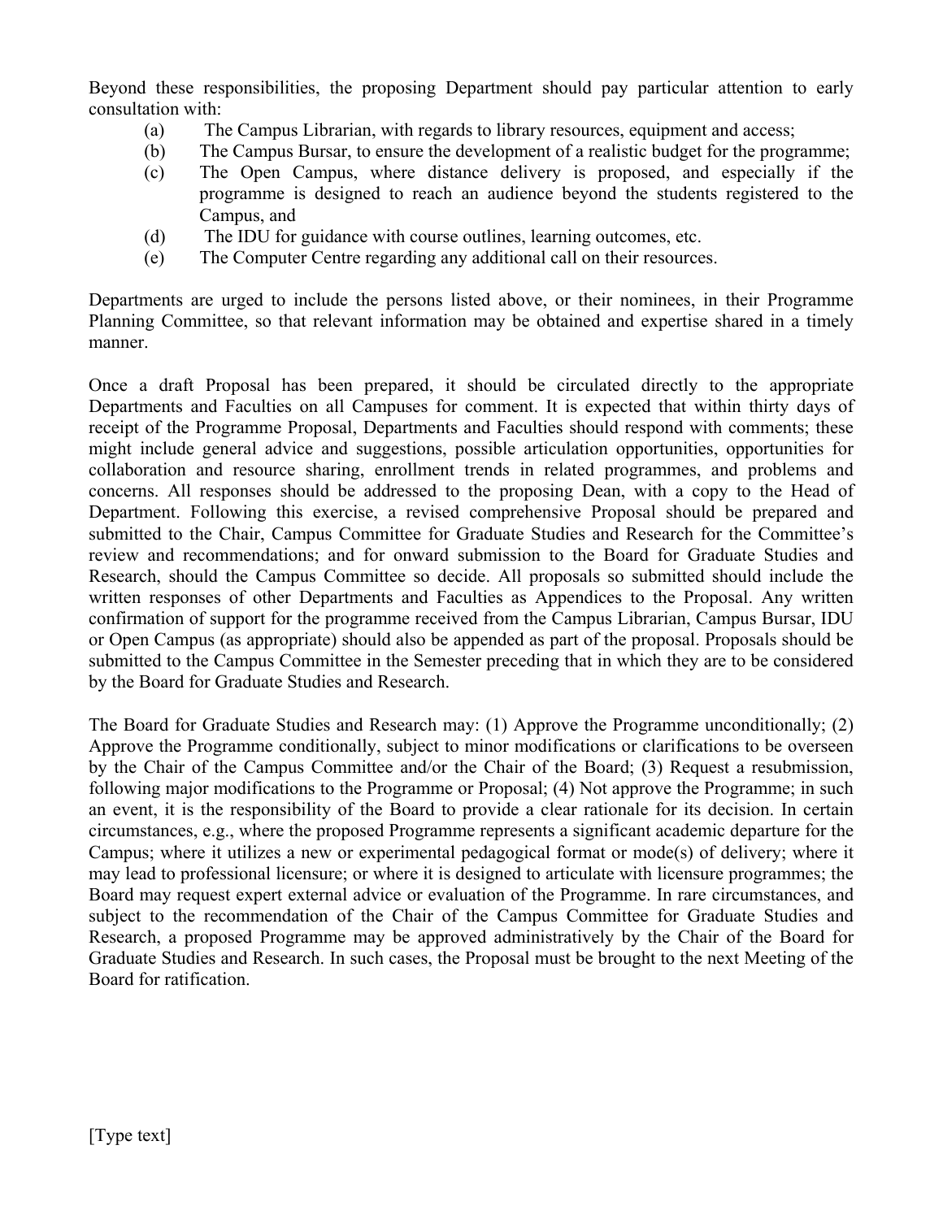Beyond these responsibilities, the proposing Department should pay particular attention to early consultation with:

(a) The Campus Librarian, with regards to library resources, equipment and access;
(b) The Campus Bursar, to ensure the development of a realistic budget for the programme;
(c) The Open Campus, where distance delivery is proposed, and especially if the programme is designed to reach an audience beyond the students registered to the Campus, and
(d) The IDU for guidance with course outlines, learning outcomes, etc.
(e) The Computer Centre regarding any additional call on their resources.

Departments are urged to include the persons listed above, or their nominees, in their Programme Planning Committee, so that relevant information may be obtained and expertise shared in a timely manner.

Once a draft Proposal has been prepared, it should be circulated directly to the appropriate Departments and Faculties on all Campuses for comment. It is expected that within thirty days of receipt of the Programme Proposal, Departments and Faculties should respond with comments; these might include general advice and suggestions, possible articulation opportunities, opportunities for collaboration and resource sharing, enrollment trends in related programmes, and problems and concerns. All responses should be addressed to the proposing Dean, with a copy to the Head of Department. Following this exercise, a revised comprehensive Proposal should be prepared and submitted to the Chair, Campus Committee for Graduate Studies and Research for the Committee's review and recommendations; and for onward submission to the Board for Graduate Studies and Research, should the Campus Committee so decide. All proposals so submitted should include the written responses of other Departments and Faculties as Appendices to the Proposal. Any written confirmation of support for the programme received from the Campus Librarian, Campus Bursar, IDU or Open Campus (as appropriate) should also be appended as part of the proposal. Proposals should be submitted to the Campus Committee in the Semester preceding that in which they are to be considered by the Board for Graduate Studies and Research.

The Board for Graduate Studies and Research may: (1) Approve the Programme unconditionally; (2) Approve the Programme conditionally, subject to minor modifications or clarifications to be overseen by the Chair of the Campus Committee and/or the Chair of the Board; (3) Request a resubmission, following major modifications to the Programme or Proposal; (4) Not approve the Programme; in such an event, it is the responsibility of the Board to provide a clear rationale for its decision. In certain circumstances, e.g., where the proposed Programme represents a significant academic departure for the Campus; where it utilizes a new or experimental pedagogical format or mode(s) of delivery; where it may lead to professional licensure; or where it is designed to articulate with licensure programmes; the Board may request expert external advice or evaluation of the Programme. In rare circumstances, and subject to the recommendation of the Chair of the Campus Committee for Graduate Studies and Research, a proposed Programme may be approved administratively by the Chair of the Board for Graduate Studies and Research. In such cases, the Proposal must be brought to the next Meeting of the Board for ratification.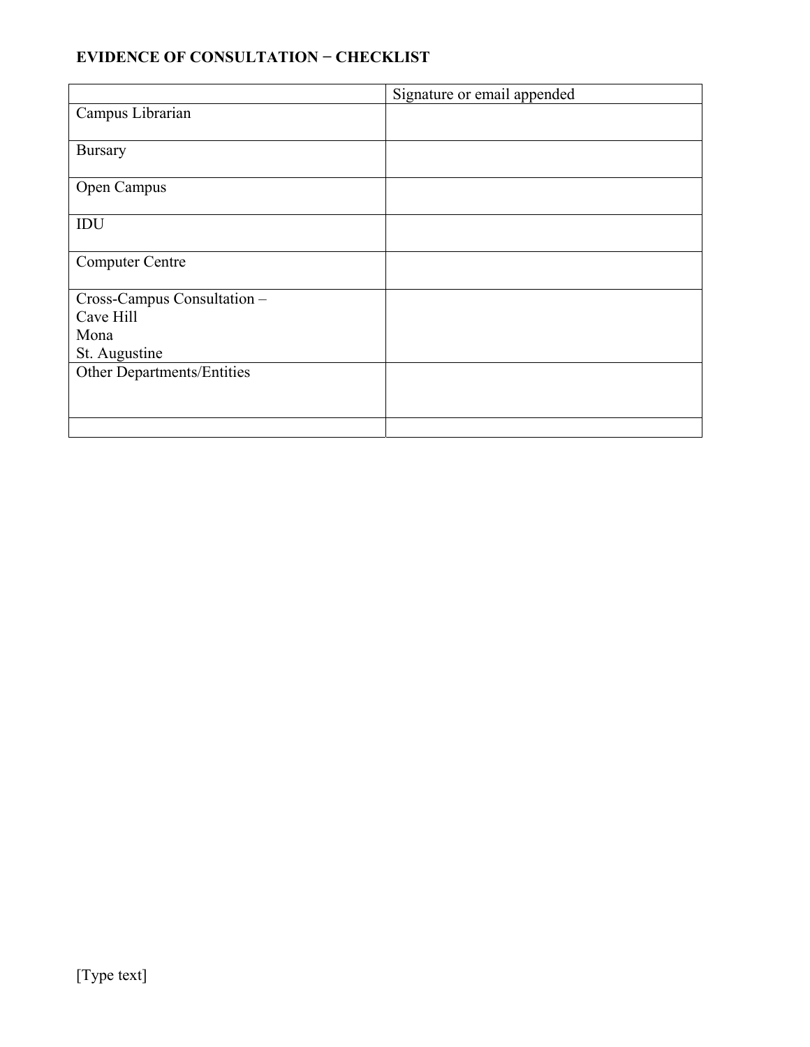**EVIDENCE OF CONSULTATION − CHECKLIST**

| | Signature or email appended |
|---|---|
| Campus Librarian | |
| Bursary | |
| Open Campus | |
| IDU | |
| Computer Centre | |
| Cross-Campus Consultation –<br>Cave Hill<br>Mona<br>St. Augustine | |
| Other Departments/Entities | |
| | |

[Type text]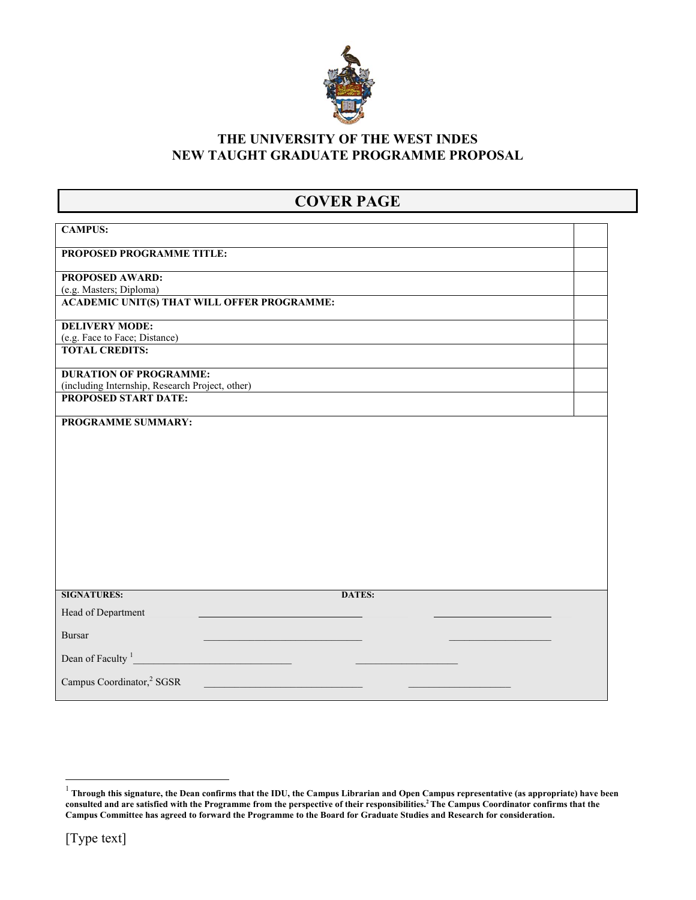# THE UNIVERSITY OF THE WEST INDES
# NEW TAUGHT GRADUATE PROGRAMME PROPOSAL

## COVER PAGE

| | |
|---|---|
| **CAMPUS:** | |
| **PROPOSED PROGRAMME TITLE:** | |
| **PROPOSED AWARD:** (e.g. Masters; Diploma) | |
| **ACADEMIC UNIT(S) THAT WILL OFFER PROGRAMME:** | |
| **DELIVERY MODE:** (e.g. Face to Face; Distance) | |
| **TOTAL CREDITS:** | |
| **DURATION OF PROGRAMME:** (including Internship, Research Project, other) | |
| **PROPOSED START DATE:** | |
| **PROGRAMME SUMMARY:** | |

| **SIGNATURES:** | | **DATES:** |
|---|---|---|
| Head of Department | ______________________________ | ______________________ |
| Bursar | ______________________________ | ______________________ |
| Dean of Faculty [1] | ______________________________ | ______________________ |
| Campus Coordinator,[2] SGSR | ______________________________ | ______________________ |

[1] **Through this signature, the Dean confirms that the IDU, the Campus Librarian and Open Campus representative (as appropriate) have been consulted and are satisfied with the Programme from the perspective of their responsibilities.**[2] **The Campus Coordinator confirms that the Campus Committee has agreed to forward the Programme to the Board for Graduate Studies and Research for consideration.**

[Type text]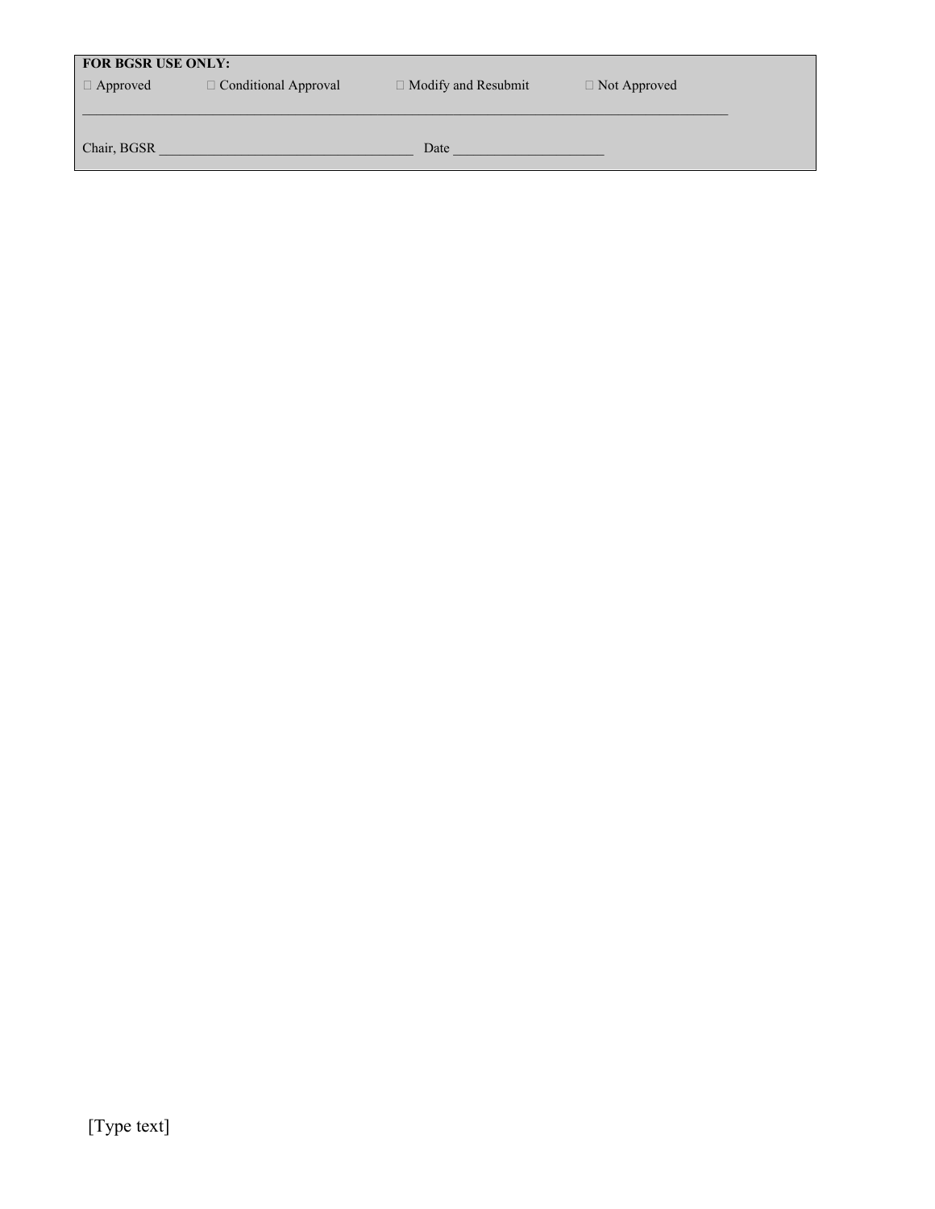**FOR BGSR USE ONLY:**

☐ Approved ☐ Conditional Approval ☐ Modify and Resubmit ☐ Not Approved

\_\_\_\_\_\_\_\_\_\_\_\_\_\_\_\_\_\_\_\_\_\_\_\_\_\_\_\_\_\_\_\_\_\_\_\_\_\_\_\_\_\_\_\_\_\_\_\_\_\_\_\_\_\_\_\_\_\_\_\_\_\_\_\_\_\_\_\_\_\_\_\_\_\_\_\_\_\_\_\_\_\_\_\_\_\_\_\_\_\_

Chair, BGSR \_\_\_\_\_\_\_\_\_\_\_\_\_\_\_\_\_\_\_\_\_\_\_\_\_\_\_\_\_\_\_\_\_\_\_\_\_\_ Date \_\_\_\_\_\_\_\_\_\_\_\_\_\_\_\_\_\_\_\_\_\_

[Type text]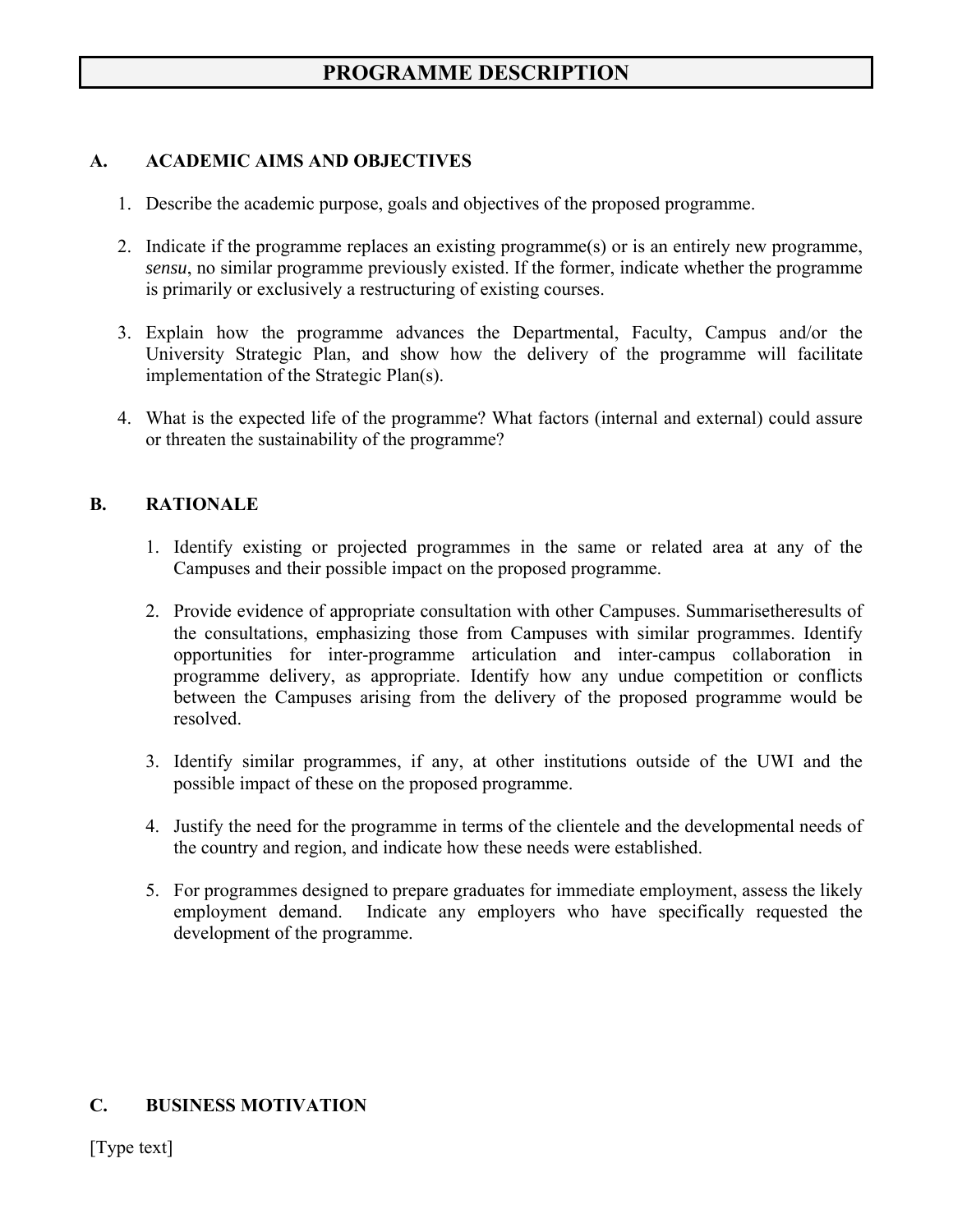# PROGRAMME DESCRIPTION

## A. ACADEMIC AIMS AND OBJECTIVES

1. Describe the academic purpose, goals and objectives of the proposed programme.

2. Indicate if the programme replaces an existing programme(s) or is an entirely new programme, *sensu*, no similar programme previously existed. If the former, indicate whether the programme is primarily or exclusively a restructuring of existing courses.

3. Explain how the programme advances the Departmental, Faculty, Campus and/or the University Strategic Plan, and show how the delivery of the programme will facilitate implementation of the Strategic Plan(s).

4. What is the expected life of the programme? What factors (internal and external) could assure or threaten the sustainability of the programme?

## B. RATIONALE

1. Identify existing or projected programmes in the same or related area at any of the Campuses and their possible impact on the proposed programme.

2. Provide evidence of appropriate consultation with other Campuses. Summarisetheresults of the consultations, emphasizing those from Campuses with similar programmes. Identify opportunities for inter-programme articulation and inter-campus collaboration in programme delivery, as appropriate. Identify how any undue competition or conflicts between the Campuses arising from the delivery of the proposed programme would be resolved.

3. Identify similar programmes, if any, at other institutions outside of the UWI and the possible impact of these on the proposed programme.

4. Justify the need for the programme in terms of the clientele and the developmental needs of the country and region, and indicate how these needs were established.

5. For programmes designed to prepare graduates for immediate employment, assess the likely employment demand. Indicate any employers who have specifically requested the development of the programme.

## C. BUSINESS MOTIVATION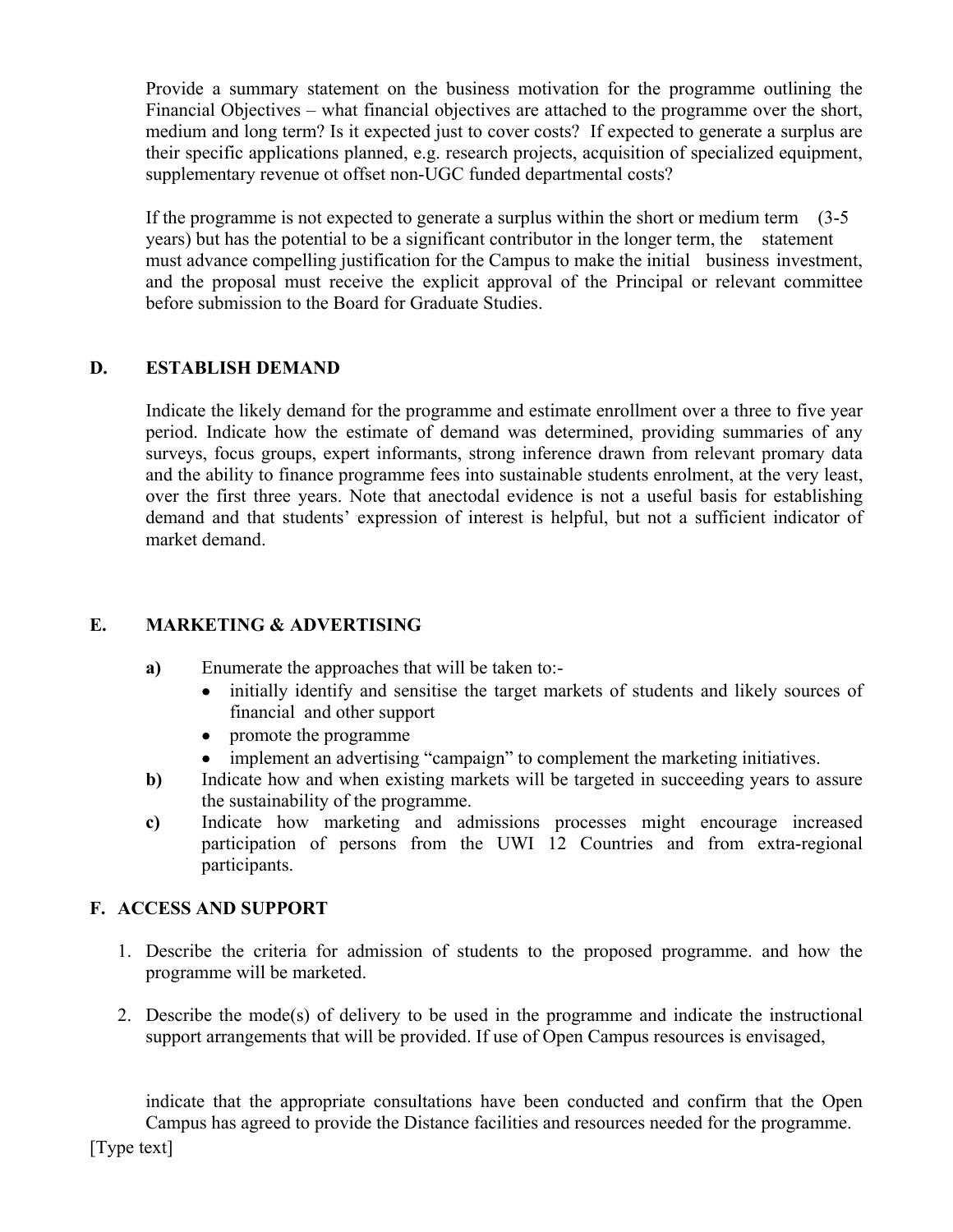Provide a summary statement on the business motivation for the programme outlining the Financial Objectives – what financial objectives are attached to the programme over the short, medium and long term? Is it expected just to cover costs? If expected to generate a surplus are their specific applications planned, e.g. research projects, acquisition of specialized equipment, supplementary revenue ot offset non-UGC funded departmental costs?

If the programme is not expected to generate a surplus within the short or medium term (3-5 years) but has the potential to be a significant contributor in the longer term, the statement must advance compelling justification for the Campus to make the initial business investment, and the proposal must receive the explicit approval of the Principal or relevant committee before submission to the Board for Graduate Studies.

## D. ESTABLISH DEMAND

Indicate the likely demand for the programme and estimate enrollment over a three to five year period. Indicate how the estimate of demand was determined, providing summaries of any surveys, focus groups, expert informants, strong inference drawn from relevant promary data and the ability to finance programme fees into sustainable students enrolment, at the very least, over the first three years. Note that anectodal evidence is not a useful basis for establishing demand and that students' expression of interest is helpful, but not a sufficient indicator of market demand.

## E. MARKETING & ADVERTISING

**a)** Enumerate the approaches that will be taken to:-

- initially identify and sensitise the target markets of students and likely sources of financial and other support
- promote the programme
- implement an advertising "campaign" to complement the marketing initiatives.

**b)** Indicate how and when existing markets will be targeted in succeeding years to assure the sustainability of the programme.

**c)** Indicate how marketing and admissions processes might encourage increased participation of persons from the UWI 12 Countries and from extra-regional participants.

## F. ACCESS AND SUPPORT

1. Describe the criteria for admission of students to the proposed programme. and how the programme will be marketed.
2. Describe the mode(s) of delivery to be used in the programme and indicate the instructional support arrangements that will be provided. If use of Open Campus resources is envisaged,

   indicate that the appropriate consultations have been conducted and confirm that the Open Campus has agreed to provide the Distance facilities and resources needed for the programme.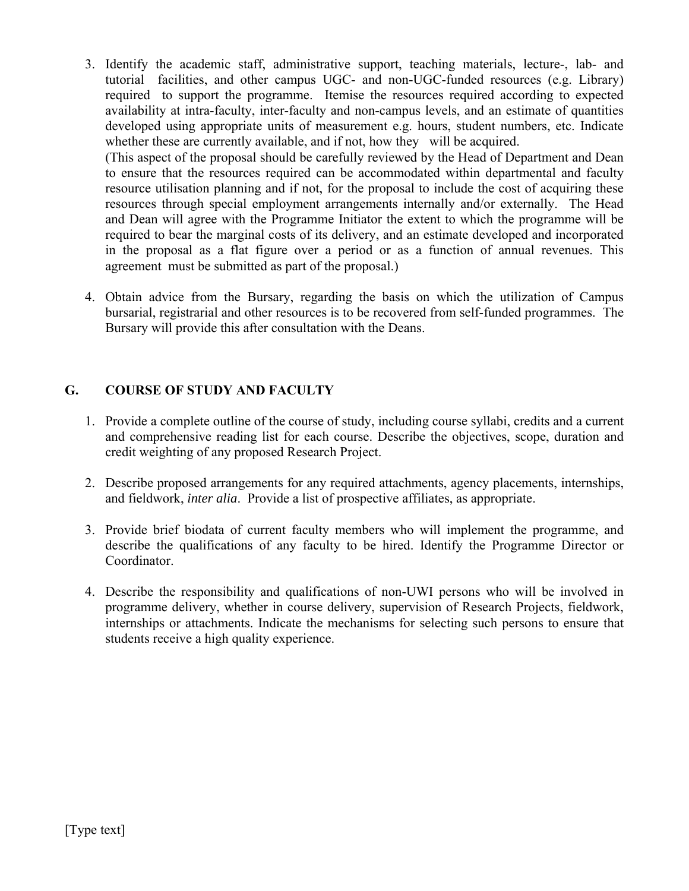3. Identify the academic staff, administrative support, teaching materials, lecture-, lab- and tutorial facilities, and other campus UGC- and non-UGC-funded resources (e.g. Library) required to support the programme. Itemise the resources required according to expected availability at intra-faculty, inter-faculty and non-campus levels, and an estimate of quantities developed using appropriate units of measurement e.g. hours, student numbers, etc. Indicate whether these are currently available, and if not, how they will be acquired.
   (This aspect of the proposal should be carefully reviewed by the Head of Department and Dean to ensure that the resources required can be accommodated within departmental and faculty resource utilisation planning and if not, for the proposal to include the cost of acquiring these resources through special employment arrangements internally and/or externally. The Head and Dean will agree with the Programme Initiator the extent to which the programme will be required to bear the marginal costs of its delivery, and an estimate developed and incorporated in the proposal as a flat figure over a period or as a function of annual revenues. This agreement must be submitted as part of the proposal.)

4. Obtain advice from the Bursary, regarding the basis on which the utilization of Campus bursarial, registrarial and other resources is to be recovered from self-funded programmes. The Bursary will provide this after consultation with the Deans.

## G. COURSE OF STUDY AND FACULTY

1. Provide a complete outline of the course of study, including course syllabi, credits and a current and comprehensive reading list for each course. Describe the objectives, scope, duration and credit weighting of any proposed Research Project.

2. Describe proposed arrangements for any required attachments, agency placements, internships, and fieldwork, *inter alia*. Provide a list of prospective affiliates, as appropriate.

3. Provide brief biodata of current faculty members who will implement the programme, and describe the qualifications of any faculty to be hired. Identify the Programme Director or Coordinator.

4. Describe the responsibility and qualifications of non-UWI persons who will be involved in programme delivery, whether in course delivery, supervision of Research Projects, fieldwork, internships or attachments. Indicate the mechanisms for selecting such persons to ensure that students receive a high quality experience.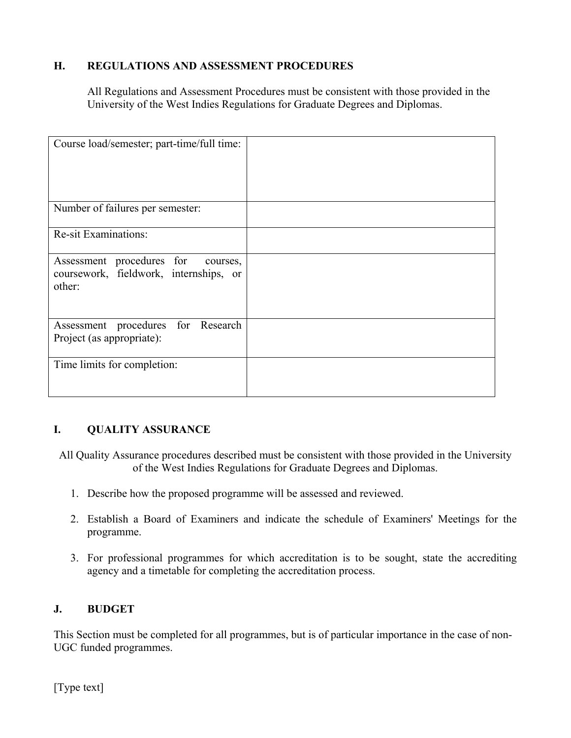## H. REGULATIONS AND ASSESSMENT PROCEDURES

All Regulations and Assessment Procedures must be consistent with those provided in the University of the West Indies Regulations for Graduate Degrees and Diplomas.

| | |
|---|---|
| Course load/semester; part-time/full time: | |
| Number of failures per semester: | |
| Re-sit Examinations: | |
| Assessment procedures for courses, coursework, fieldwork, internships, or other: | |
| Assessment procedures for Research Project (as appropriate): | |
| Time limits for completion: | |

## I. QUALITY ASSURANCE

All Quality Assurance procedures described must be consistent with those provided in the University of the West Indies Regulations for Graduate Degrees and Diplomas.

1. Describe how the proposed programme will be assessed and reviewed.
2. Establish a Board of Examiners and indicate the schedule of Examiners' Meetings for the programme.
3. For professional programmes for which accreditation is to be sought, state the accrediting agency and a timetable for completing the accreditation process.

## J. BUDGET

This Section must be completed for all programmes, but is of particular importance in the case of non-UGC funded programmes.

[Type text]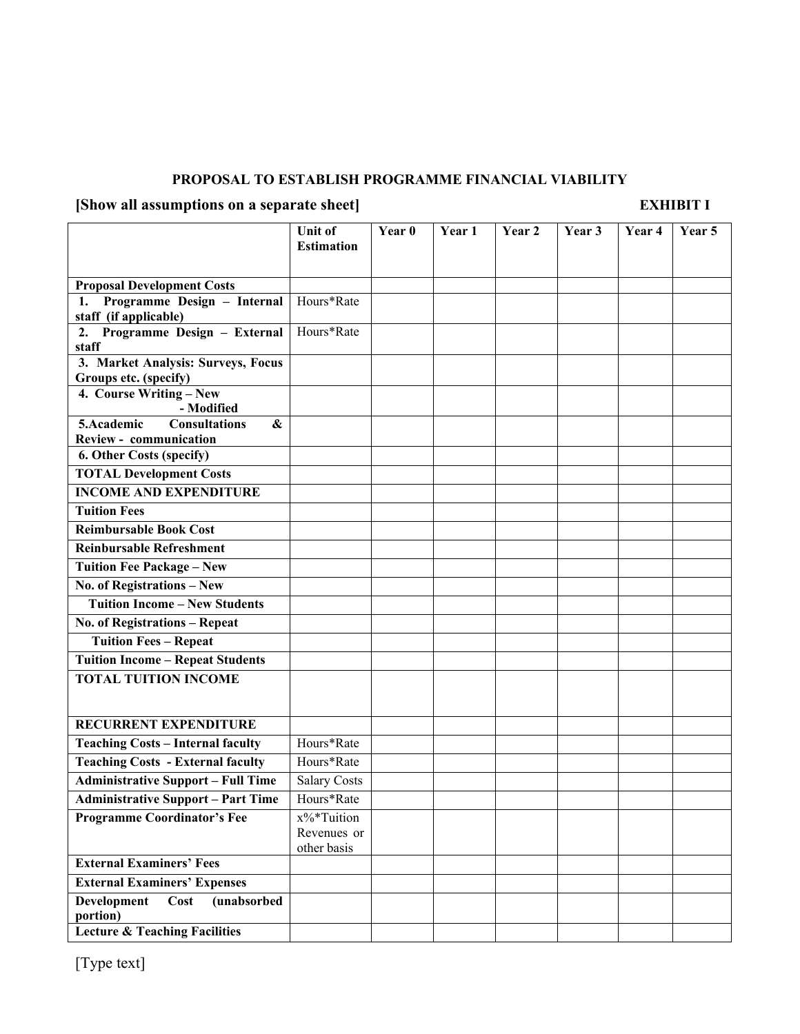**PROPOSAL TO ESTABLISH PROGRAMME FINANCIAL VIABILITY**

**[Show all assumptions on a separate sheet]** **EXHIBIT I**

| | Unit of Estimation | Year 0 | Year 1 | Year 2 | Year 3 | Year 4 | Year 5 |
|---|---|---|---|---|---|---|---|
| **Proposal Development Costs** | | | | | | | |
| **1. Programme Design – Internal staff (if applicable)** | Hours*Rate | | | | | | |
| **2. Programme Design – External staff** | Hours*Rate | | | | | | |
| **3. Market Analysis: Surveys, Focus Groups etc. (specify)** | | | | | | | |
| **4. Course Writing – New - Modified** | | | | | | | |
| **5.Academic Consultations & Review - communication** | | | | | | | |
| **6. Other Costs (specify)** | | | | | | | |
| **TOTAL Development Costs** | | | | | | | |
| **INCOME AND EXPENDITURE** | | | | | | | |
| **Tuition Fees** | | | | | | | |
| **Reimbursable Book Cost** | | | | | | | |
| **Reinbursable Refreshment** | | | | | | | |
| **Tuition Fee Package – New** | | | | | | | |
| **No. of Registrations – New** | | | | | | | |
| **Tuition Income – New Students** | | | | | | | |
| **No. of Registrations – Repeat** | | | | | | | |
| **Tuition Fees – Repeat** | | | | | | | |
| **Tuition Income – Repeat Students** | | | | | | | |
| **TOTAL TUITION INCOME** | | | | | | | |
| **RECURRENT EXPENDITURE** | | | | | | | |
| **Teaching Costs – Internal faculty** | Hours*Rate | | | | | | |
| **Teaching Costs - External faculty** | Hours*Rate | | | | | | |
| **Administrative Support – Full Time** | Salary Costs | | | | | | |
| **Administrative Support – Part Time** | Hours*Rate | | | | | | |
| **Programme Coordinator's Fee** | x%*Tuition Revenues or other basis | | | | | | |
| **External Examiners' Fees** | | | | | | | |
| **External Examiners' Expenses** | | | | | | | |
| **Development Cost (unabsorbed portion)** | | | | | | | |
| **Lecture & Teaching Facilities** | | | | | | | |

[Type text]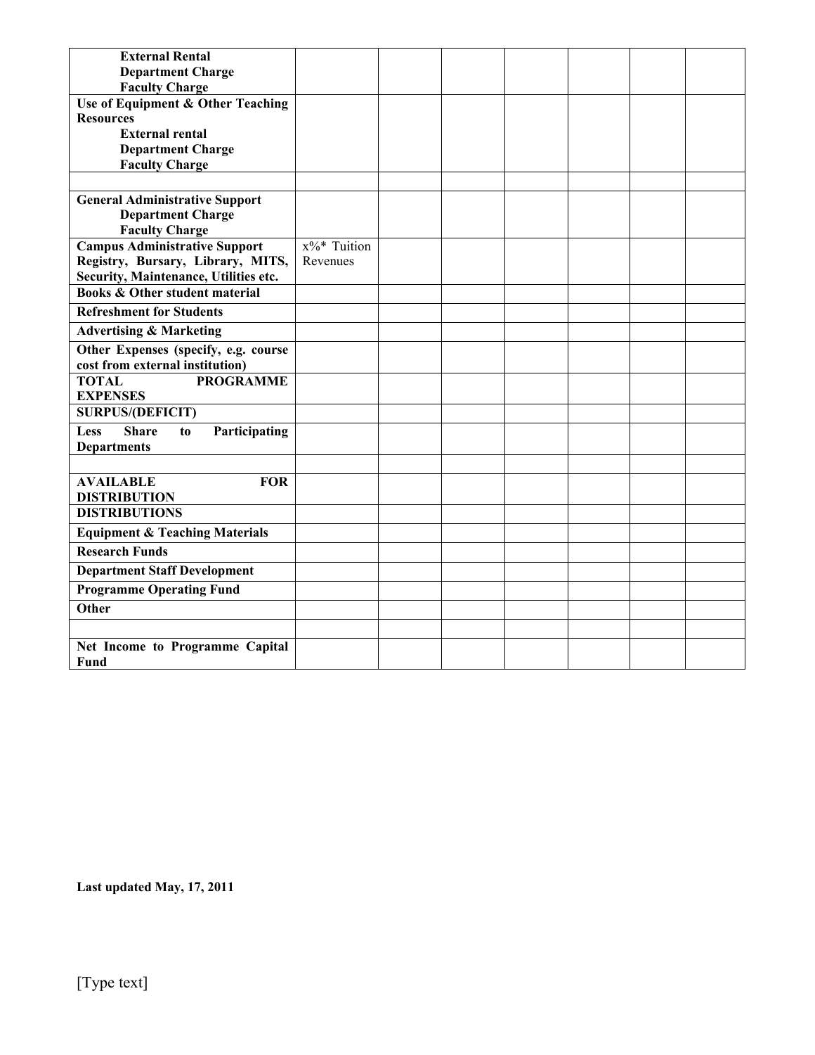| | | | | | | | |
|---|---|---|---|---|---|---|---|
| **External Rental**<br>**Department Charge**<br>**Faculty Charge** | | | | | | | |
| **Use of Equipment & Other Teaching Resources**<br>**External rental**<br>**Department Charge**<br>**Faculty Charge** | | | | | | | |
| | | | | | | | |
| **General Administrative Support**<br>**Department Charge**<br>**Faculty Charge** | | | | | | | |
| **Campus Administrative Support Registry, Bursary, Library, MITS, Security, Maintenance, Utilities etc.** | x%* Tuition Revenues | | | | | | |
| **Books & Other student material** | | | | | | | |
| **Refreshment for Students** | | | | | | | |
| **Advertising & Marketing** | | | | | | | |
| **Other Expenses (specify, e.g. course cost from external institution)** | | | | | | | |
| **TOTAL PROGRAMME EXPENSES** | | | | | | | |
| **SURPUS/(DEFICIT)** | | | | | | | |
| **Less Share to Participating Departments** | | | | | | | |
| | | | | | | | |
| **AVAILABLE FOR DISTRIBUTION** | | | | | | | |
| **DISTRIBUTIONS** | | | | | | | |
| **Equipment & Teaching Materials** | | | | | | | |
| **Research Funds** | | | | | | | |
| **Department Staff Development** | | | | | | | |
| **Programme Operating Fund** | | | | | | | |
| **Other** | | | | | | | |
| | | | | | | | |
| **Net Income to Programme Capital Fund** | | | | | | | |

**Last updated May, 17, 2011**

[Type text]